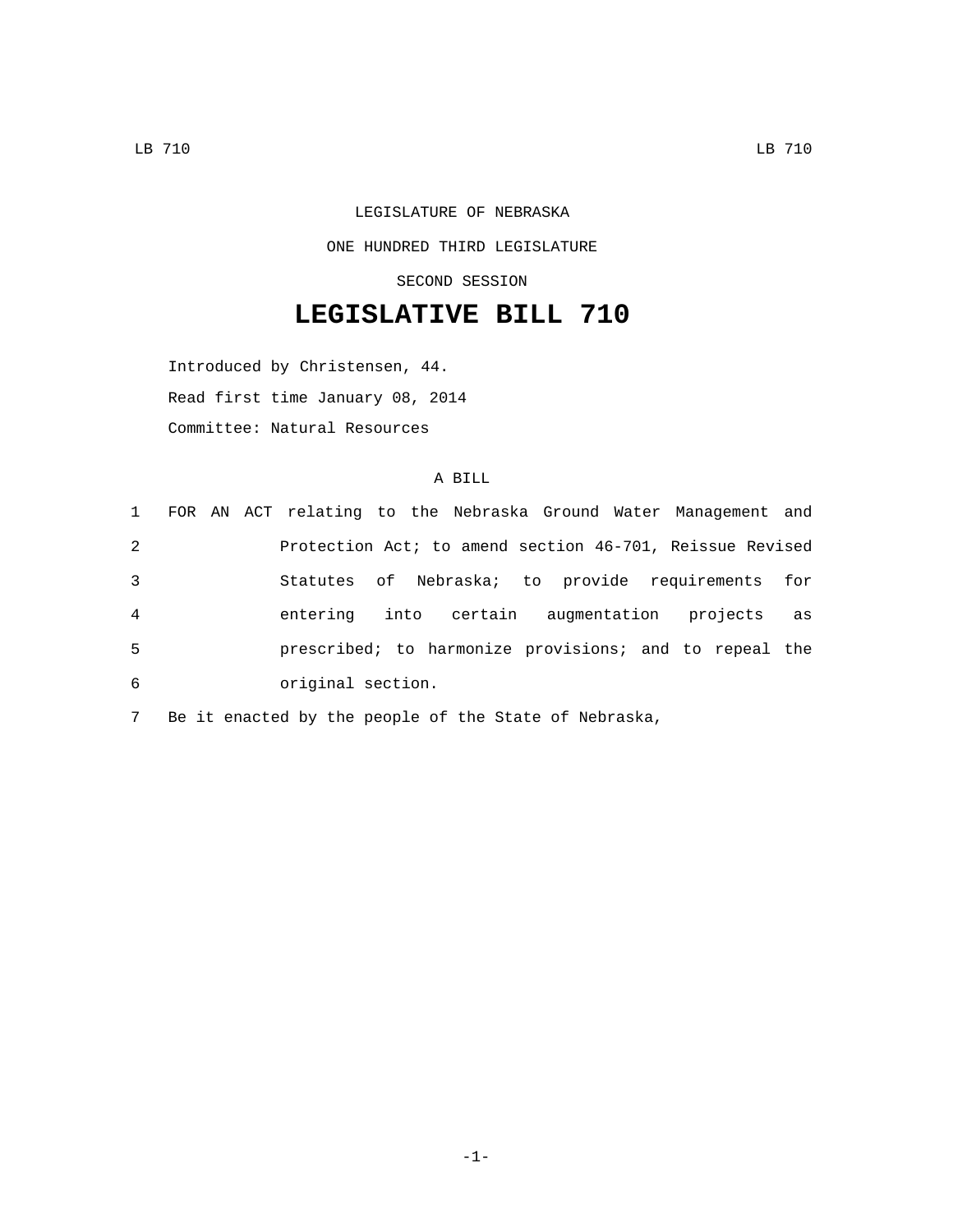LEGISLATURE OF NEBRASKA

ONE HUNDRED THIRD LEGISLATURE

SECOND SESSION

# LEGISLATIVE BILL 710

Introduced by Christensen, 44.

Read first time January 08, 2014

Committee: Natural Resources

A BILL

1 FOR AN ACT relating to the Nebraska Ground Water Management and
2 Protection Act; to amend section 46-701, Reissue Revised
3 Statutes of Nebraska; to provide requirements for
4 entering into certain augmentation projects as
5 prescribed; to harmonize provisions; and to repeal the
6 original section.

7 Be it enacted by the people of the State of Nebraska,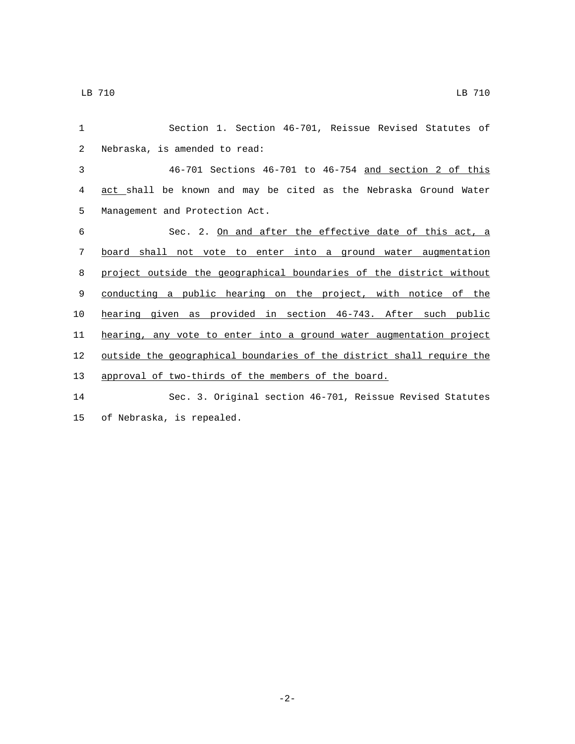Section 1. Section 46-701, Reissue Revised Statutes of Nebraska, is amended to read:

46-701 Sections 46-701 to 46-754 and section 2 of this act shall be known and may be cited as the Nebraska Ground Water Management and Protection Act.

Sec. 2. On and after the effective date of this act, a board shall not vote to enter into a ground water augmentation project outside the geographical boundaries of the district without conducting a public hearing on the project, with notice of the hearing given as provided in section 46-743. After such public hearing, any vote to enter into a ground water augmentation project outside the geographical boundaries of the district shall require the approval of two-thirds of the members of the board.

Sec. 3. Original section 46-701, Reissue Revised Statutes of Nebraska, is repealed.